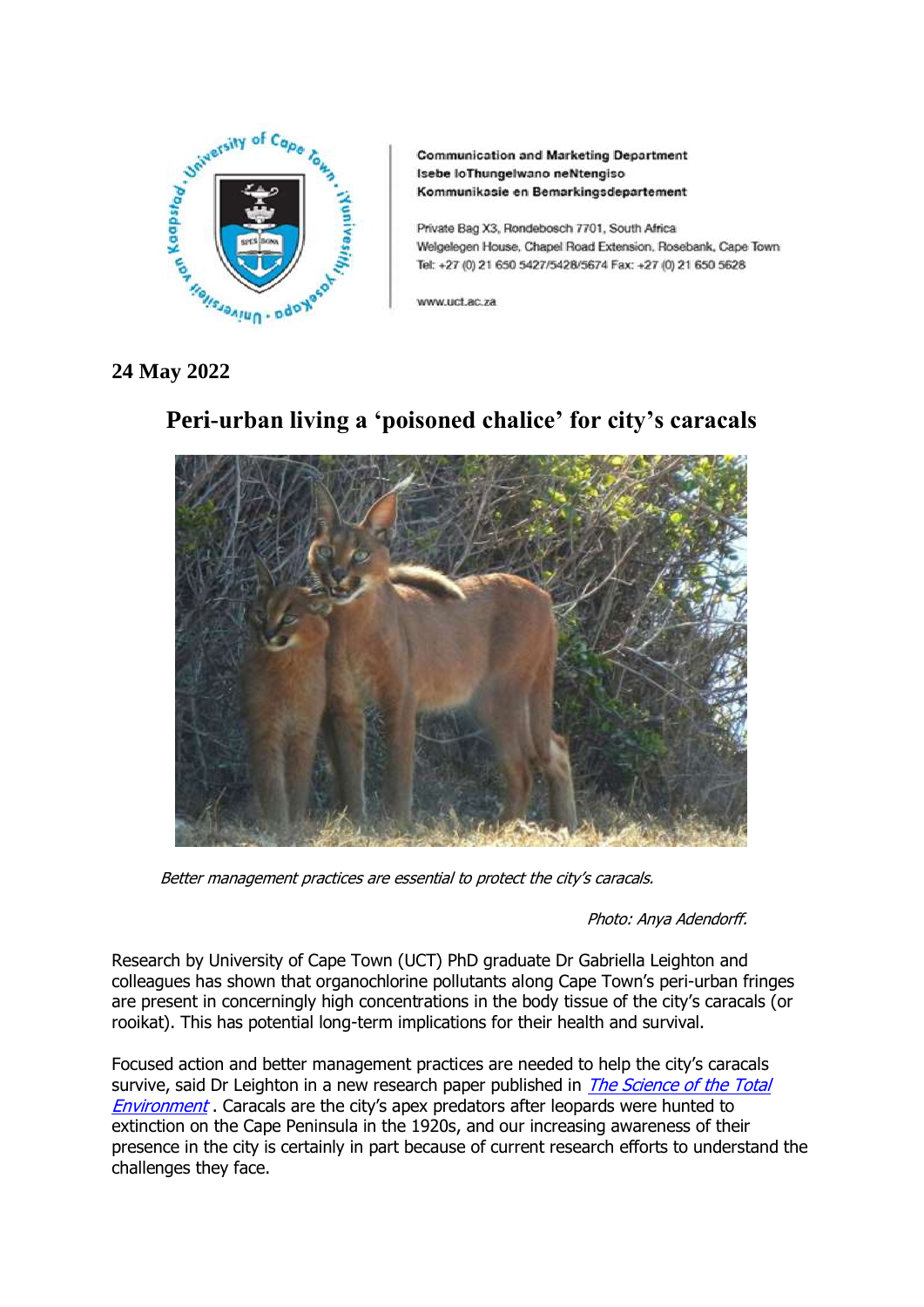Communication and Marketing Department
Isebe loThungelwano neNtengiso
Kommunikasie en Bemarkingsdepartement

Private Bag X3, Rondebosch 7701, South Africa
Welgelegen House, Chapel Road Extension, Rosebank, Cape Town
Tel: +27 (0) 21 650 5427/5428/5674 Fax: +27 (0) 21 650 5628

www.uct.ac.za

**24 May 2022**

# Peri-urban living a 'poisoned chalice' for city's caracals

*Better management practices are essential to protect the city's caracals.*

*Photo: Anya Adendorff.*

Research by University of Cape Town (UCT) PhD graduate Dr Gabriella Leighton and colleagues has shown that organochlorine pollutants along Cape Town's peri-urban fringes are present in concerningly high concentrations in the body tissue of the city's caracals (or rooikat). This has potential long-term implications for their health and survival.

Focused action and better management practices are needed to help the city's caracals survive, said Dr Leighton in a new research paper published in *The Science of the Total Environment*. Caracals are the city's apex predators after leopards were hunted to extinction on the Cape Peninsula in the 1920s, and our increasing awareness of their presence in the city is certainly in part because of current research efforts to understand the challenges they face.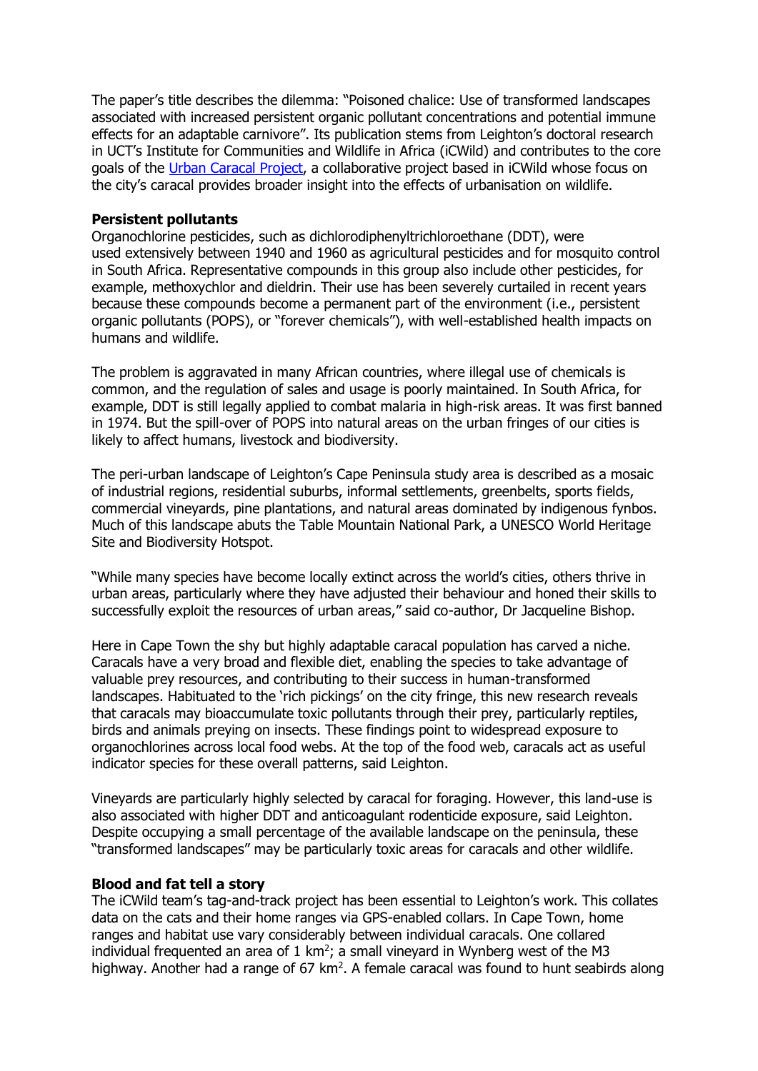The paper's title describes the dilemma: "Poisoned chalice: Use of transformed landscapes associated with increased persistent organic pollutant concentrations and potential immune effects for an adaptable carnivore". Its publication stems from Leighton's doctoral research in UCT's Institute for Communities and Wildlife in Africa (iCWild) and contributes to the core goals of the [Urban Caracal Project](), a collaborative project based in iCWild whose focus on the city's caracal provides broader insight into the effects of urbanisation on wildlife.

**Persistent pollutants**

Organochlorine pesticides, such as dichlorodiphenyltrichloroethane (DDT), were used extensively between 1940 and 1960 as agricultural pesticides and for mosquito control in South Africa. Representative compounds in this group also include other pesticides, for example, methoxychlor and dieldrin. Their use has been severely curtailed in recent years because these compounds become a permanent part of the environment (i.e., persistent organic pollutants (POPS), or "forever chemicals"), with well-established health impacts on humans and wildlife.

The problem is aggravated in many African countries, where illegal use of chemicals is common, and the regulation of sales and usage is poorly maintained. In South Africa, for example, DDT is still legally applied to combat malaria in high-risk areas. It was first banned in 1974. But the spill-over of POPS into natural areas on the urban fringes of our cities is likely to affect humans, livestock and biodiversity.

The peri-urban landscape of Leighton's Cape Peninsula study area is described as a mosaic of industrial regions, residential suburbs, informal settlements, greenbelts, sports fields, commercial vineyards, pine plantations, and natural areas dominated by indigenous fynbos. Much of this landscape abuts the Table Mountain National Park, a UNESCO World Heritage Site and Biodiversity Hotspot.

"While many species have become locally extinct across the world's cities, others thrive in urban areas, particularly where they have adjusted their behaviour and honed their skills to successfully exploit the resources of urban areas," said co-author, Dr Jacqueline Bishop.

Here in Cape Town the shy but highly adaptable caracal population has carved a niche. Caracals have a very broad and flexible diet, enabling the species to take advantage of valuable prey resources, and contributing to their success in human-transformed landscapes. Habituated to the 'rich pickings' on the city fringe, this new research reveals that caracals may bioaccumulate toxic pollutants through their prey, particularly reptiles, birds and animals preying on insects. These findings point to widespread exposure to organochlorines across local food webs. At the top of the food web, caracals act as useful indicator species for these overall patterns, said Leighton.

Vineyards are particularly highly selected by caracal for foraging. However, this land-use is also associated with higher DDT and anticoagulant rodenticide exposure, said Leighton. Despite occupying a small percentage of the available landscape on the peninsula, these "transformed landscapes" may be particularly toxic areas for caracals and other wildlife.

**Blood and fat tell a story**

The iCWild team's tag-and-track project has been essential to Leighton's work. This collates data on the cats and their home ranges via GPS-enabled collars. In Cape Town, home ranges and habitat use vary considerably between individual caracals. One collared individual frequented an area of 1 km$^2$; a small vineyard in Wynberg west of the M3 highway. Another had a range of 67 km$^2$. A female caracal was found to hunt seabirds along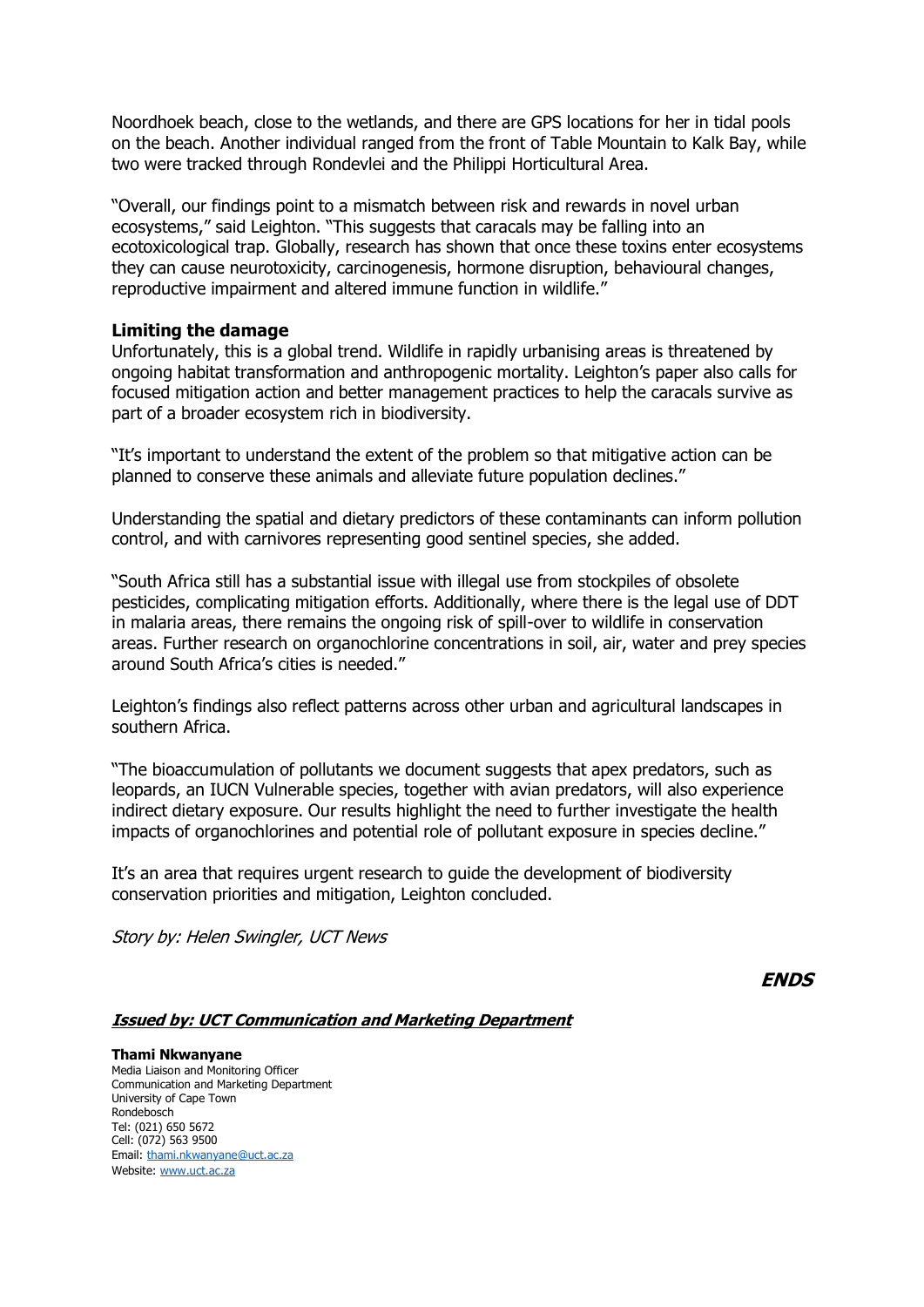Noordhoek beach, close to the wetlands, and there are GPS locations for her in tidal pools on the beach. Another individual ranged from the front of Table Mountain to Kalk Bay, while two were tracked through Rondevlei and the Philippi Horticultural Area.

"Overall, our findings point to a mismatch between risk and rewards in novel urban ecosystems," said Leighton. "This suggests that caracals may be falling into an ecotoxicological trap. Globally, research has shown that once these toxins enter ecosystems they can cause neurotoxicity, carcinogenesis, hormone disruption, behavioural changes, reproductive impairment and altered immune function in wildlife."

**Limiting the damage**

Unfortunately, this is a global trend. Wildlife in rapidly urbanising areas is threatened by ongoing habitat transformation and anthropogenic mortality. Leighton's paper also calls for focused mitigation action and better management practices to help the caracals survive as part of a broader ecosystem rich in biodiversity.

"It's important to understand the extent of the problem so that mitigative action can be planned to conserve these animals and alleviate future population declines."

Understanding the spatial and dietary predictors of these contaminants can inform pollution control, and with carnivores representing good sentinel species, she added.

"South Africa still has a substantial issue with illegal use from stockpiles of obsolete pesticides, complicating mitigation efforts. Additionally, where there is the legal use of DDT in malaria areas, there remains the ongoing risk of spill-over to wildlife in conservation areas. Further research on organochlorine concentrations in soil, air, water and prey species around South Africa's cities is needed."

Leighton's findings also reflect patterns across other urban and agricultural landscapes in southern Africa.

"The bioaccumulation of pollutants we document suggests that apex predators, such as leopards, an IUCN Vulnerable species, together with avian predators, will also experience indirect dietary exposure. Our results highlight the need to further investigate the health impacts of organochlorines and potential role of pollutant exposure in species decline."

It's an area that requires urgent research to guide the development of biodiversity conservation priorities and mitigation, Leighton concluded.

*Story by: Helen Swingler, UCT News*

***ENDS***

***Issued by: UCT Communication and Marketing Department***

**Thami Nkwanyane**
Media Liaison and Monitoring Officer
Communication and Marketing Department
University of Cape Town
Rondebosch
Tel: (021) 650 5672
Cell: (072) 563 9500
Email: thami.nkwanyane@uct.ac.za
Website: www.uct.ac.za